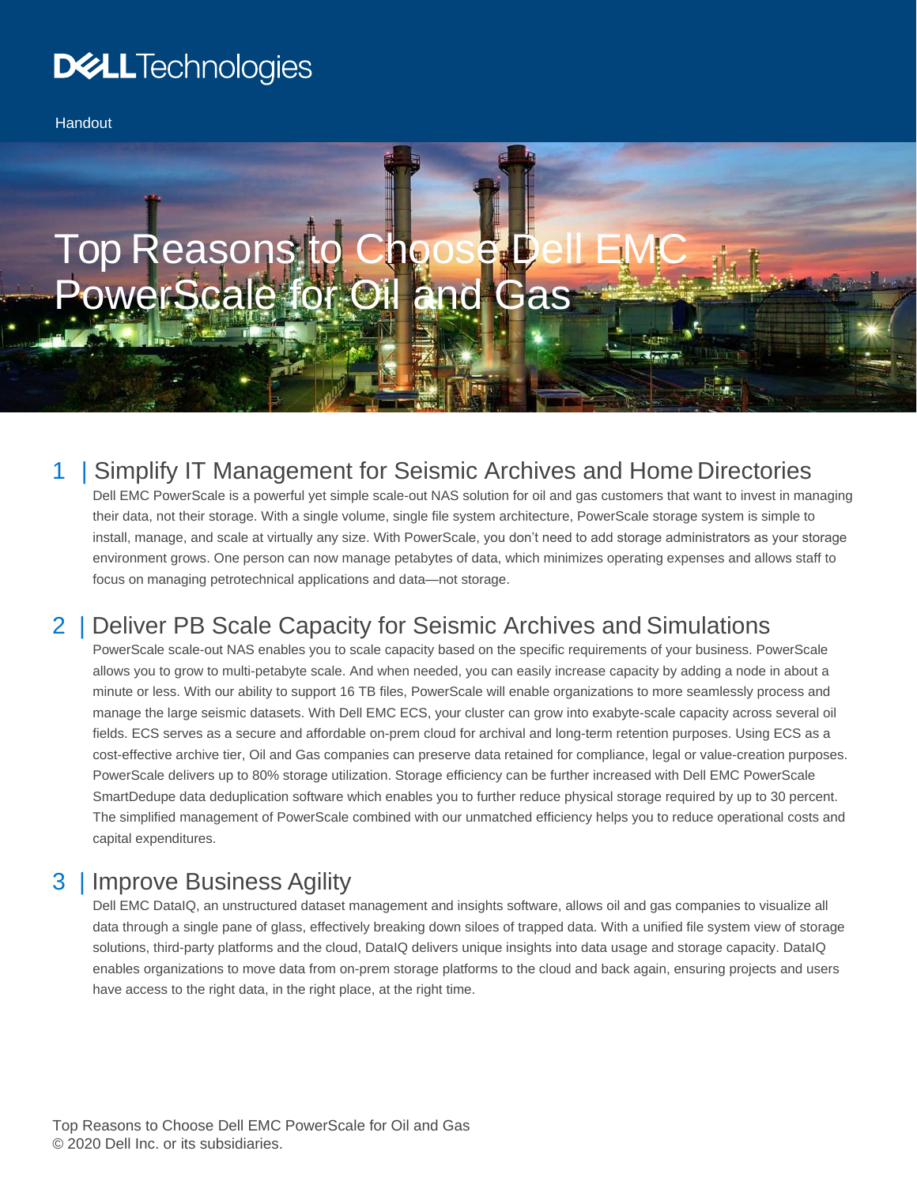Dell Technologies

Handout

# Top Reasons to Choose Dell EMC PowerScale for Oil and Gas

## 1 | Simplify IT Management for Seismic Archives and Home Directories

Dell EMC PowerScale is a powerful yet simple scale-out NAS solution for oil and gas customers that want to invest in managing their data, not their storage. With a single volume, single file system architecture, PowerScale storage system is simple to install, manage, and scale at virtually any size. With PowerScale, you don't need to add storage administrators as your storage environment grows. One person can now manage petabytes of data, which minimizes operating expenses and allows staff to focus on managing petrotechnical applications and data—not storage.

## 2 | Deliver PB Scale Capacity for Seismic Archives and Simulations

PowerScale scale-out NAS enables you to scale capacity based on the specific requirements of your business. PowerScale allows you to grow to multi-petabyte scale. And when needed, you can easily increase capacity by adding a node in about a minute or less. With our ability to support 16 TB files, PowerScale will enable organizations to more seamlessly process and manage the large seismic datasets. With Dell EMC ECS, your cluster can grow into exabyte-scale capacity across several oil fields. ECS serves as a secure and affordable on-prem cloud for archival and long-term retention purposes. Using ECS as a cost-effective archive tier, Oil and Gas companies can preserve data retained for compliance, legal or value-creation purposes. PowerScale delivers up to 80% storage utilization. Storage efficiency can be further increased with Dell EMC PowerScale SmartDedupe data deduplication software which enables you to further reduce physical storage required by up to 30 percent. The simplified management of PowerScale combined with our unmatched efficiency helps you to reduce operational costs and capital expenditures.

## 3 | Improve Business Agility

Dell EMC DataIQ, an unstructured dataset management and insights software, allows oil and gas companies to visualize all data through a single pane of glass, effectively breaking down siloes of trapped data. With a unified file system view of storage solutions, third-party platforms and the cloud, DataIQ delivers unique insights into data usage and storage capacity. DataIQ enables organizations to move data from on-prem storage platforms to the cloud and back again, ensuring projects and users have access to the right data, in the right place, at the right time.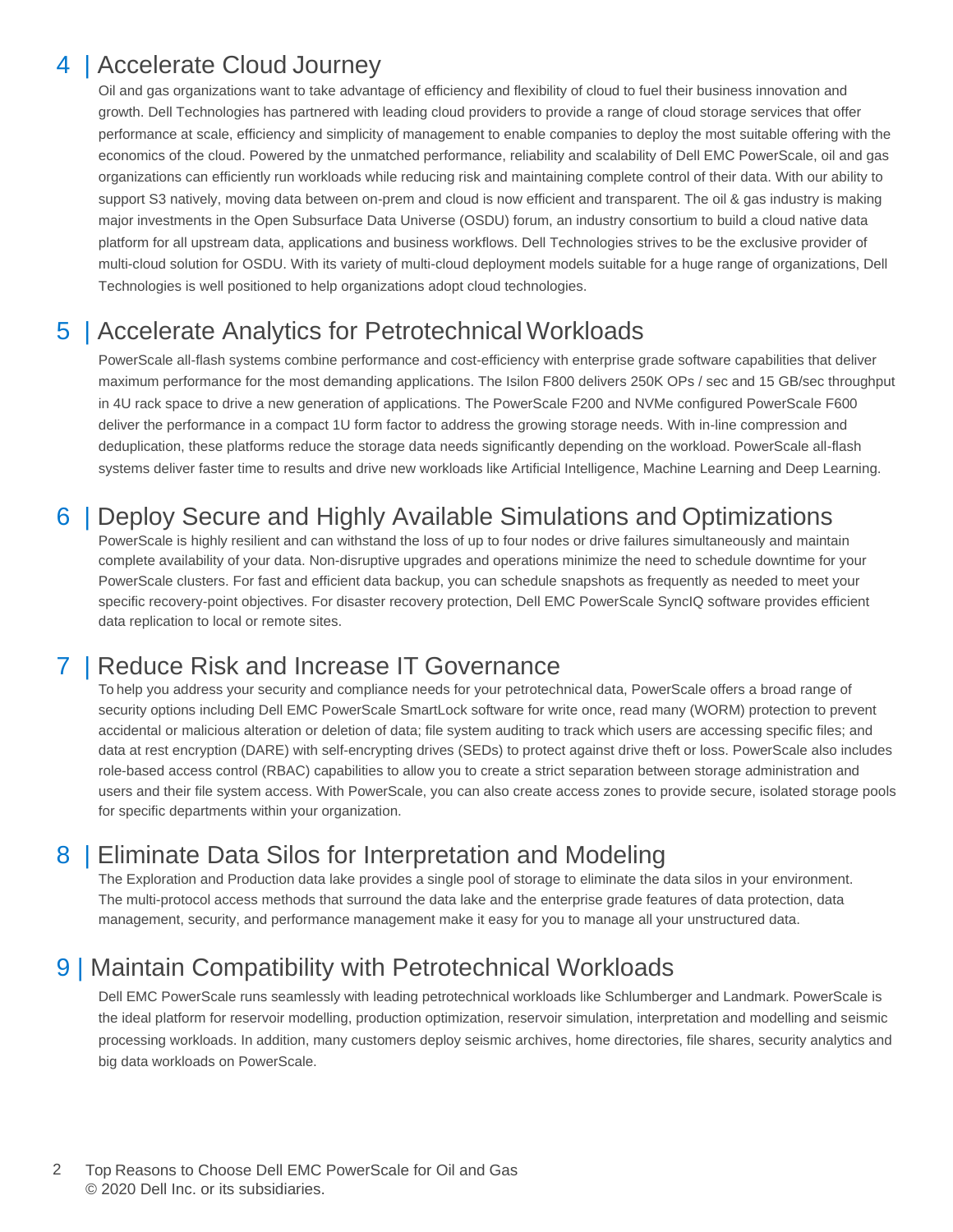## 4 | Accelerate Cloud Journey

Oil and gas organizations want to take advantage of efficiency and flexibility of cloud to fuel their business innovation and growth. Dell Technologies has partnered with leading cloud providers to provide a range of cloud storage services that offer performance at scale, efficiency and simplicity of management to enable companies to deploy the most suitable offering with the economics of the cloud. Powered by the unmatched performance, reliability and scalability of Dell EMC PowerScale, oil and gas organizations can efficiently run workloads while reducing risk and maintaining complete control of their data. With our ability to support S3 natively, moving data between on-prem and cloud is now efficient and transparent. The oil & gas industry is making major investments in the Open Subsurface Data Universe (OSDU) forum, an industry consortium to build a cloud native data platform for all upstream data, applications and business workflows. Dell Technologies strives to be the exclusive provider of multi-cloud solution for OSDU. With its variety of multi-cloud deployment models suitable for a huge range of organizations, Dell Technologies is well positioned to help organizations adopt cloud technologies.

## 5 | Accelerate Analytics for Petrotechnical Workloads

PowerScale all-flash systems combine performance and cost-efficiency with enterprise grade software capabilities that deliver maximum performance for the most demanding applications. The Isilon F800 delivers 250K OPs / sec and 15 GB/sec throughput in 4U rack space to drive a new generation of applications. The PowerScale F200 and NVMe configured PowerScale F600 deliver the performance in a compact 1U form factor to address the growing storage needs. With in-line compression and deduplication, these platforms reduce the storage data needs significantly depending on the workload. PowerScale all-flash systems deliver faster time to results and drive new workloads like Artificial Intelligence, Machine Learning and Deep Learning.

## 6 | Deploy Secure and Highly Available Simulations and Optimizations

PowerScale is highly resilient and can withstand the loss of up to four nodes or drive failures simultaneously and maintain complete availability of your data. Non-disruptive upgrades and operations minimize the need to schedule downtime for your PowerScale clusters. For fast and efficient data backup, you can schedule snapshots as frequently as needed to meet your specific recovery-point objectives. For disaster recovery protection, Dell EMC PowerScale SyncIQ software provides efficient data replication to local or remote sites.

## 7 | Reduce Risk and Increase IT Governance

To help you address your security and compliance needs for your petrotechnical data, PowerScale offers a broad range of security options including Dell EMC PowerScale SmartLock software for write once, read many (WORM) protection to prevent accidental or malicious alteration or deletion of data; file system auditing to track which users are accessing specific files; and data at rest encryption (DARE) with self-encrypting drives (SEDs) to protect against drive theft or loss. PowerScale also includes role-based access control (RBAC) capabilities to allow you to create a strict separation between storage administration and users and their file system access. With PowerScale, you can also create access zones to provide secure, isolated storage pools for specific departments within your organization.

## 8 | Eliminate Data Silos for Interpretation and Modeling

The Exploration and Production data lake provides a single pool of storage to eliminate the data silos in your environment. The multi-protocol access methods that surround the data lake and the enterprise grade features of data protection, data management, security, and performance management make it easy for you to manage all your unstructured data.

## 9 | Maintain Compatibility with Petrotechnical Workloads

Dell EMC PowerScale runs seamlessly with leading petrotechnical workloads like Schlumberger and Landmark. PowerScale is the ideal platform for reservoir modelling, production optimization, reservoir simulation, interpretation and modelling and seismic processing workloads. In addition, many customers deploy seismic archives, home directories, file shares, security analytics and big data workloads on PowerScale.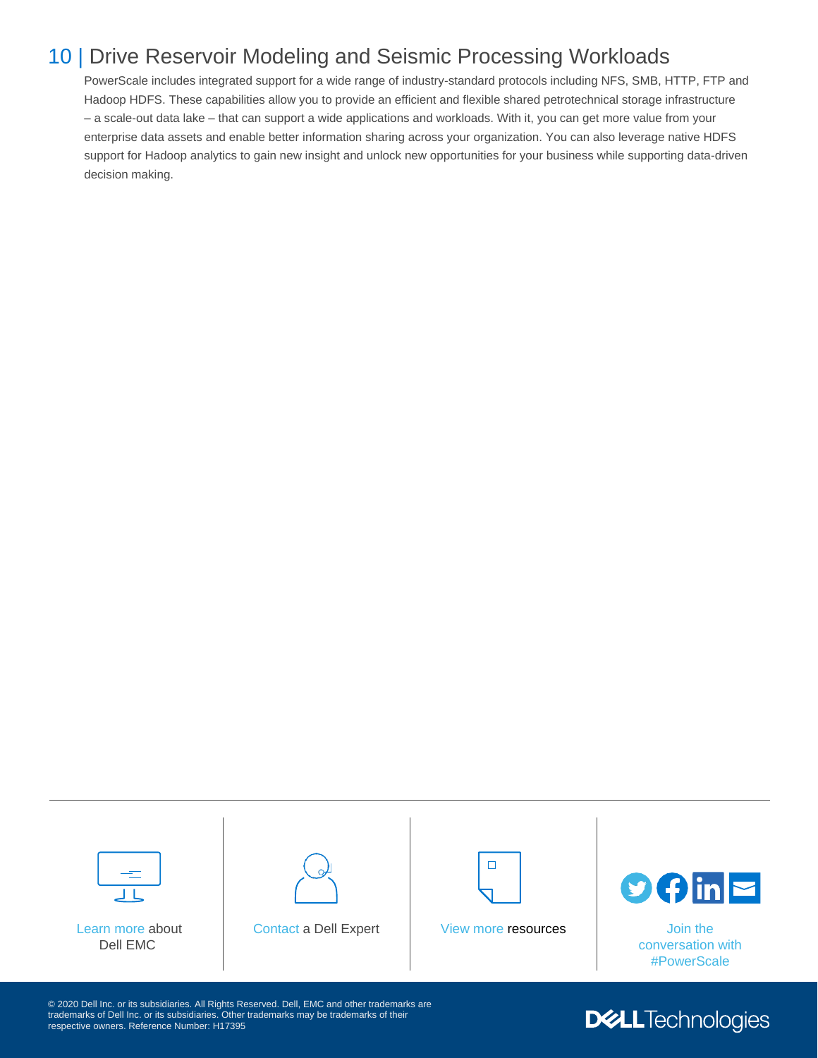## 10 | Drive Reservoir Modeling and Seismic Processing Workloads

PowerScale includes integrated support for a wide range of industry-standard protocols including NFS, SMB, HTTP, FTP and Hadoop HDFS. These capabilities allow you to provide an efficient and flexible shared petrotechnical storage infrastructure – a scale-out data lake – that can support a wide applications and workloads. With it, you can get more value from your enterprise data assets and enable better information sharing across your organization. You can also leverage native HDFS support for Hadoop analytics to gain new insight and unlock new opportunities for your business while supporting data-driven decision making.

Learn more about Dell EMC

Contact a Dell Expert

View more resources

Join the conversation with #PowerScale

© 2020 Dell Inc. or its subsidiaries. All Rights Reserved. Dell, EMC and other trademarks are trademarks of Dell Inc. or its subsidiaries. Other trademarks may be trademarks of their respective owners. Reference Number: H17395

DELL Technologies